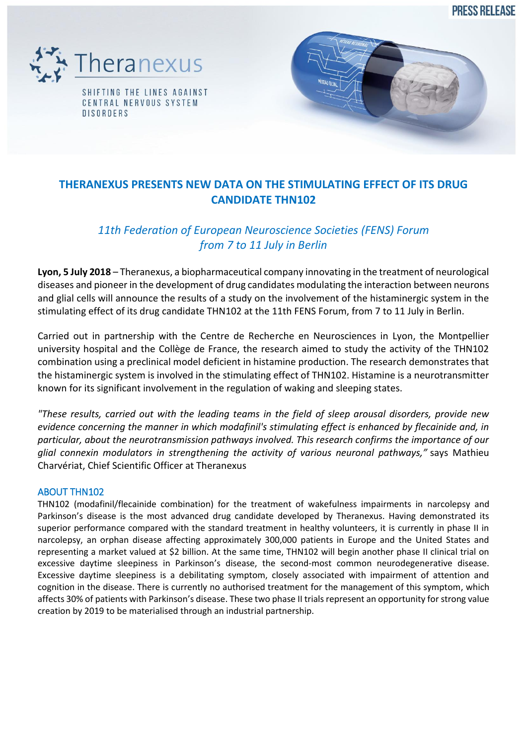PRESS RELEASE

Theranexus

SHIFTING THE LINES AGAINST CENTRAL NERVOUS SYSTEM DISORDERS

# THERANEXUS PRESENTS NEW DATA ON THE STIMULATING EFFECT OF ITS DRUG CANDIDATE THN102

## *11th Federation of European Neuroscience Societies (FENS) Forum from 7 to 11 July in Berlin*

**Lyon, 5 July 2018** – Theranexus, a biopharmaceutical company innovating in the treatment of neurological diseases and pioneer in the development of drug candidates modulating the interaction between neurons and glial cells will announce the results of a study on the involvement of the histaminergic system in the stimulating effect of its drug candidate THN102 at the 11th FENS Forum, from 7 to 11 July in Berlin.

Carried out in partnership with the Centre de Recherche en Neurosciences in Lyon, the Montpellier university hospital and the Collège de France, the research aimed to study the activity of the THN102 combination using a preclinical model deficient in histamine production. The research demonstrates that the histaminergic system is involved in the stimulating effect of THN102. Histamine is a neurotransmitter known for its significant involvement in the regulation of waking and sleeping states.

*"These results, carried out with the leading teams in the field of sleep arousal disorders, provide new evidence concerning the manner in which modafinil's stimulating effect is enhanced by flecainide and, in particular, about the neurotransmission pathways involved. This research confirms the importance of our glial connexin modulators in strengthening the activity of various neuronal pathways,"* says Mathieu Charvériat, Chief Scientific Officer at Theranexus

### ABOUT THN102

THN102 (modafinil/flecainide combination) for the treatment of wakefulness impairments in narcolepsy and Parkinson's disease is the most advanced drug candidate developed by Theranexus. Having demonstrated its superior performance compared with the standard treatment in healthy volunteers, it is currently in phase II in narcolepsy, an orphan disease affecting approximately 300,000 patients in Europe and the United States and representing a market valued at $2 billion. At the same time, THN102 will begin another phase II clinical trial on excessive daytime sleepiness in Parkinson's disease, the second-most common neurodegenerative disease. Excessive daytime sleepiness is a debilitating symptom, closely associated with impairment of attention and cognition in the disease. There is currently no authorised treatment for the management of this symptom, which affects 30% of patients with Parkinson's disease. These two phase II trials represent an opportunity for strong value creation by 2019 to be materialised through an industrial partnership.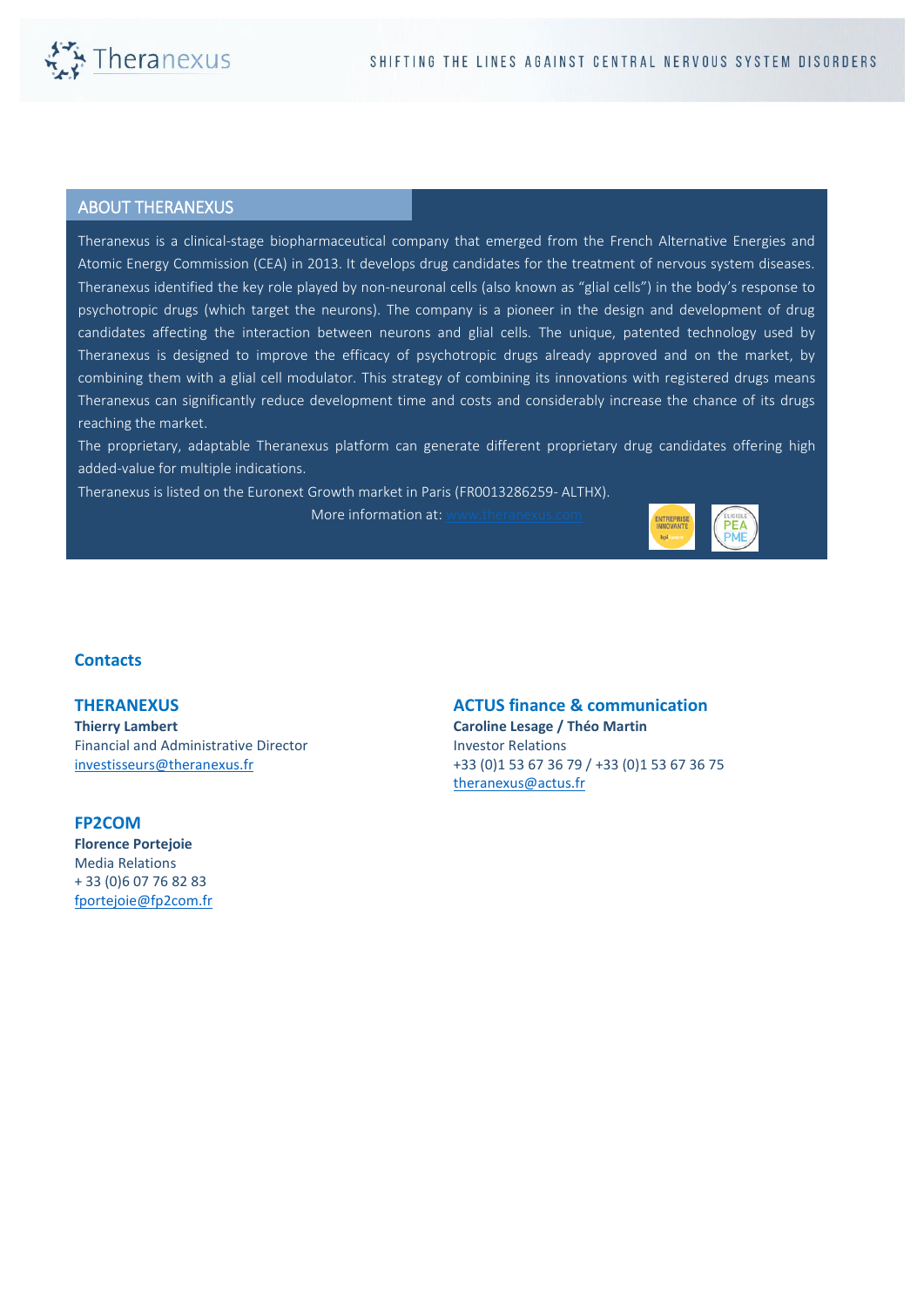## ABOUT THERANEXUS

Theranexus is a clinical-stage biopharmaceutical company that emerged from the French Alternative Energies and Atomic Energy Commission (CEA) in 2013. It develops drug candidates for the treatment of nervous system diseases. Theranexus identified the key role played by non-neuronal cells (also known as "glial cells") in the body's response to psychotropic drugs (which target the neurons). The company is a pioneer in the design and development of drug candidates affecting the interaction between neurons and glial cells. The unique, patented technology used by Theranexus is designed to improve the efficacy of psychotropic drugs already approved and on the market, by combining them with a glial cell modulator. This strategy of combining its innovations with registered drugs means Theranexus can significantly reduce development time and costs and considerably increase the chance of its drugs reaching the market.

The proprietary, adaptable Theranexus platform can generate different proprietary drug candidates offering high added-value for multiple indications.

Theranexus is listed on the Euronext Growth market in Paris (FR0013286259- ALTHX).

More information at: www.theranexus.com

ENTREPRISE INNOVANTE bpifrance

ÉLIGIBLE PEA PME

## Contacts

### THERANEXUS

**Thierry Lambert**
Financial and Administrative Director
investisseurs@theranexus.fr

### FP2COM

**Florence Portejoie**
Media Relations
+ 33 (0)6 07 76 82 83
fportejoie@fp2com.fr

### ACTUS finance & communication

**Caroline Lesage / Théo Martin**
Investor Relations
+33 (0)1 53 67 36 79 / +33 (0)1 53 67 36 75
theranexus@actus.fr